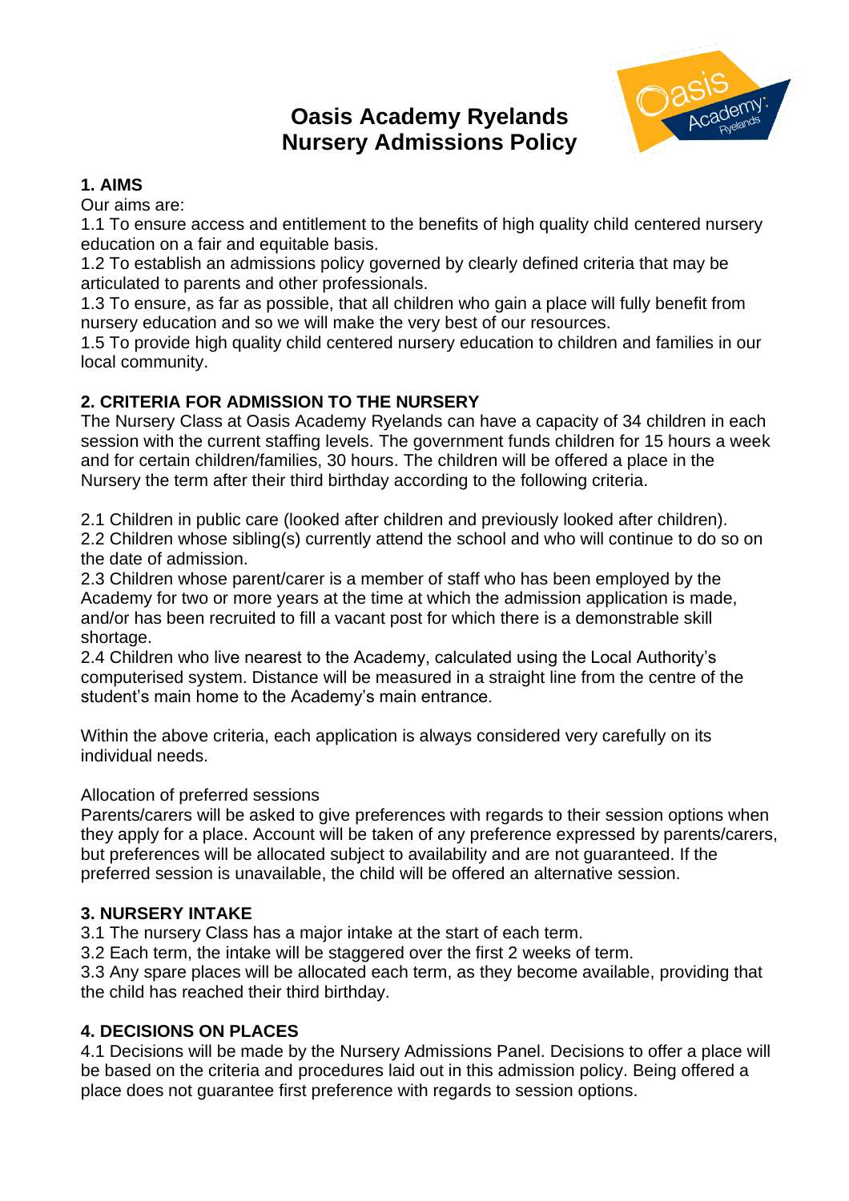# Oasis Academy Ryelands
# Nursery Admissions Policy

## 1. AIMS

Our aims are:

1.1 To ensure access and entitlement to the benefits of high quality child centered nursery education on a fair and equitable basis.

1.2 To establish an admissions policy governed by clearly defined criteria that may be articulated to parents and other professionals.

1.3 To ensure, as far as possible, that all children who gain a place will fully benefit from nursery education and so we will make the very best of our resources.

1.5 To provide high quality child centered nursery education to children and families in our local community.

## 2. CRITERIA FOR ADMISSION TO THE NURSERY

The Nursery Class at Oasis Academy Ryelands can have a capacity of 34 children in each session with the current staffing levels. The government funds children for 15 hours a week and for certain children/families, 30 hours. The children will be offered a place in the Nursery the term after their third birthday according to the following criteria.

2.1 Children in public care (looked after children and previously looked after children).

2.2 Children whose sibling(s) currently attend the school and who will continue to do so on the date of admission.

2.3 Children whose parent/carer is a member of staff who has been employed by the Academy for two or more years at the time at which the admission application is made, and/or has been recruited to fill a vacant post for which there is a demonstrable skill shortage.

2.4 Children who live nearest to the Academy, calculated using the Local Authority's computerised system. Distance will be measured in a straight line from the centre of the student's main home to the Academy's main entrance.

Within the above criteria, each application is always considered very carefully on its individual needs.

Allocation of preferred sessions

Parents/carers will be asked to give preferences with regards to their session options when they apply for a place. Account will be taken of any preference expressed by parents/carers, but preferences will be allocated subject to availability and are not guaranteed. If the preferred session is unavailable, the child will be offered an alternative session.

## 3. NURSERY INTAKE

3.1 The nursery Class has a major intake at the start of each term.

3.2 Each term, the intake will be staggered over the first 2 weeks of term.

3.3 Any spare places will be allocated each term, as they become available, providing that the child has reached their third birthday.

## 4. DECISIONS ON PLACES

4.1 Decisions will be made by the Nursery Admissions Panel. Decisions to offer a place will be based on the criteria and procedures laid out in this admission policy. Being offered a place does not guarantee first preference with regards to session options.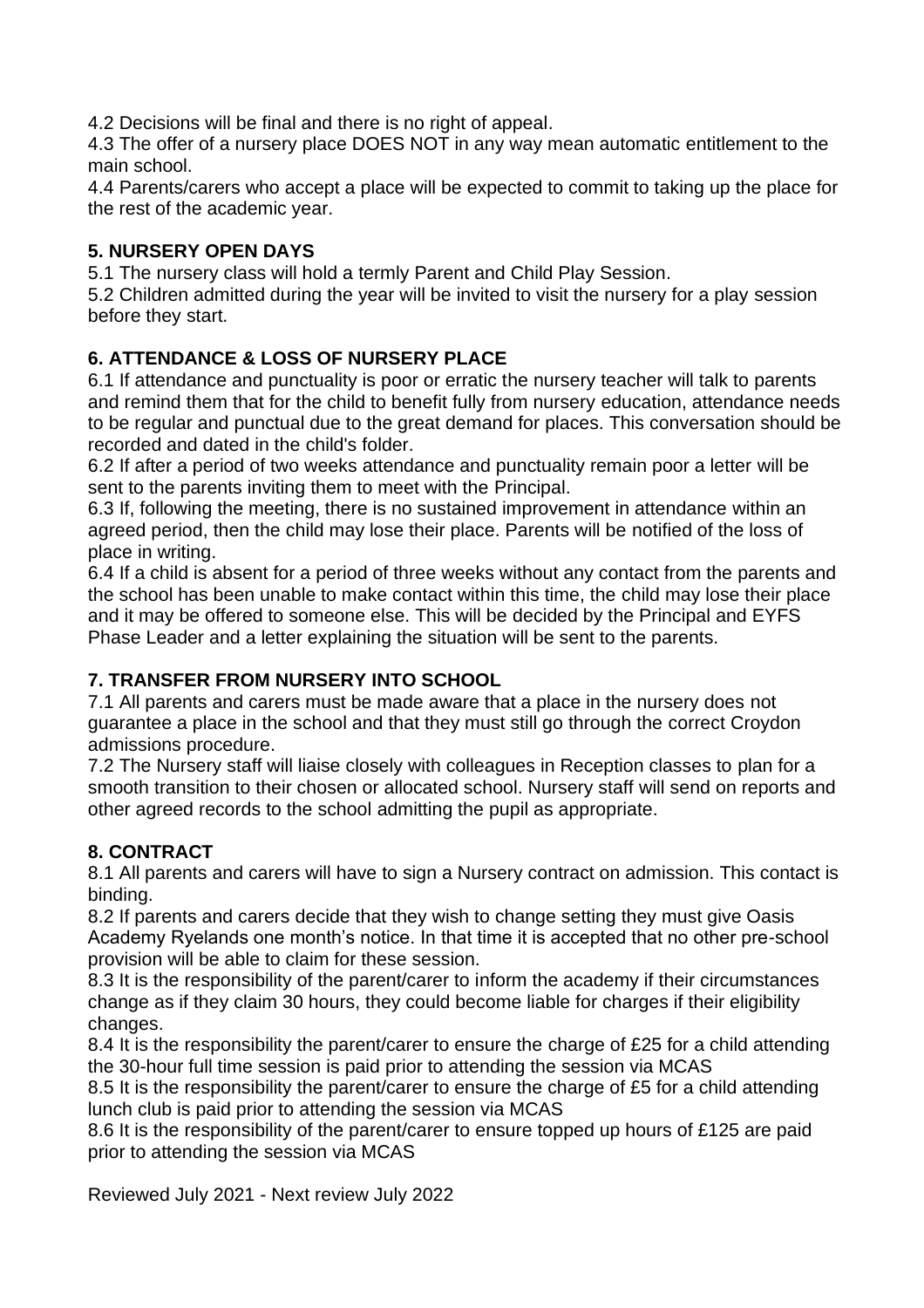4.2 Decisions will be final and there is no right of appeal.

4.3 The offer of a nursery place DOES NOT in any way mean automatic entitlement to the main school.

4.4 Parents/carers who accept a place will be expected to commit to taking up the place for the rest of the academic year.

## 5. NURSERY OPEN DAYS

5.1 The nursery class will hold a termly Parent and Child Play Session.

5.2 Children admitted during the year will be invited to visit the nursery for a play session before they start.

## 6. ATTENDANCE & LOSS OF NURSERY PLACE

6.1 If attendance and punctuality is poor or erratic the nursery teacher will talk to parents and remind them that for the child to benefit fully from nursery education, attendance needs to be regular and punctual due to the great demand for places. This conversation should be recorded and dated in the child's folder.

6.2 If after a period of two weeks attendance and punctuality remain poor a letter will be sent to the parents inviting them to meet with the Principal.

6.3 If, following the meeting, there is no sustained improvement in attendance within an agreed period, then the child may lose their place. Parents will be notified of the loss of place in writing.

6.4 If a child is absent for a period of three weeks without any contact from the parents and the school has been unable to make contact within this time, the child may lose their place and it may be offered to someone else. This will be decided by the Principal and EYFS Phase Leader and a letter explaining the situation will be sent to the parents.

## 7. TRANSFER FROM NURSERY INTO SCHOOL

7.1 All parents and carers must be made aware that a place in the nursery does not guarantee a place in the school and that they must still go through the correct Croydon admissions procedure.

7.2 The Nursery staff will liaise closely with colleagues in Reception classes to plan for a smooth transition to their chosen or allocated school. Nursery staff will send on reports and other agreed records to the school admitting the pupil as appropriate.

## 8. CONTRACT

8.1 All parents and carers will have to sign a Nursery contract on admission. This contact is binding.

8.2 If parents and carers decide that they wish to change setting they must give Oasis Academy Ryelands one month's notice. In that time it is accepted that no other pre-school provision will be able to claim for these session.

8.3 It is the responsibility of the parent/carer to inform the academy if their circumstances change as if they claim 30 hours, they could become liable for charges if their eligibility changes.

8.4 It is the responsibility the parent/carer to ensure the charge of £25 for a child attending the 30-hour full time session is paid prior to attending the session via MCAS

8.5 It is the responsibility the parent/carer to ensure the charge of £5 for a child attending lunch club is paid prior to attending the session via MCAS

8.6 It is the responsibility of the parent/carer to ensure topped up hours of £125 are paid prior to attending the session via MCAS

Reviewed July 2021 - Next review July 2022